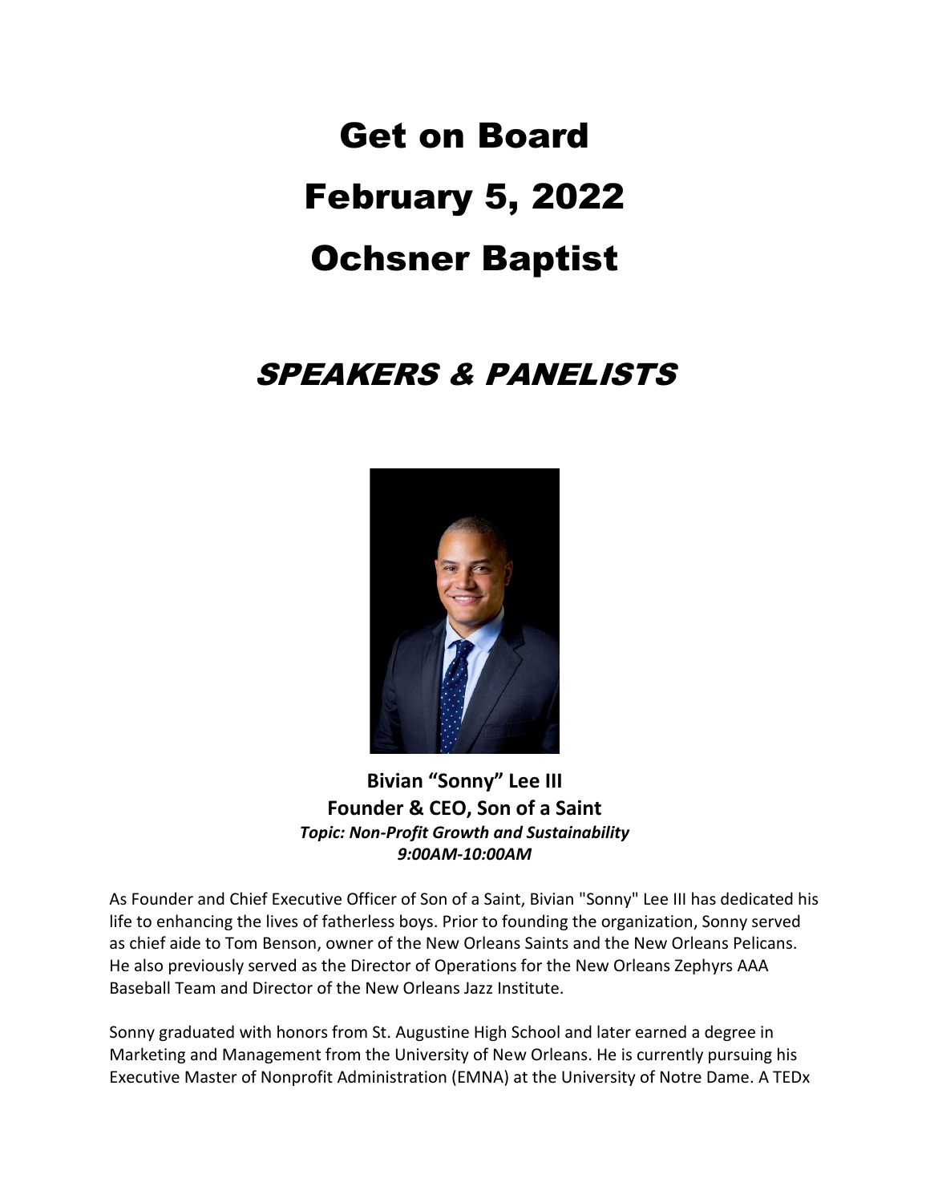# Get on Board
# February 5, 2022
# Ochsner Baptist

## *SPEAKERS & PANELISTS*

**Bivian "Sonny" Lee III**
**Founder & CEO, Son of a Saint**
***Topic: Non-Profit Growth and Sustainability***
***9:00AM-10:00AM***

As Founder and Chief Executive Officer of Son of a Saint, Bivian "Sonny" Lee III has dedicated his life to enhancing the lives of fatherless boys. Prior to founding the organization, Sonny served as chief aide to Tom Benson, owner of the New Orleans Saints and the New Orleans Pelicans. He also previously served as the Director of Operations for the New Orleans Zephyrs AAA Baseball Team and Director of the New Orleans Jazz Institute.

Sonny graduated with honors from St. Augustine High School and later earned a degree in Marketing and Management from the University of New Orleans. He is currently pursuing his Executive Master of Nonprofit Administration (EMNA) at the University of Notre Dame. A TEDx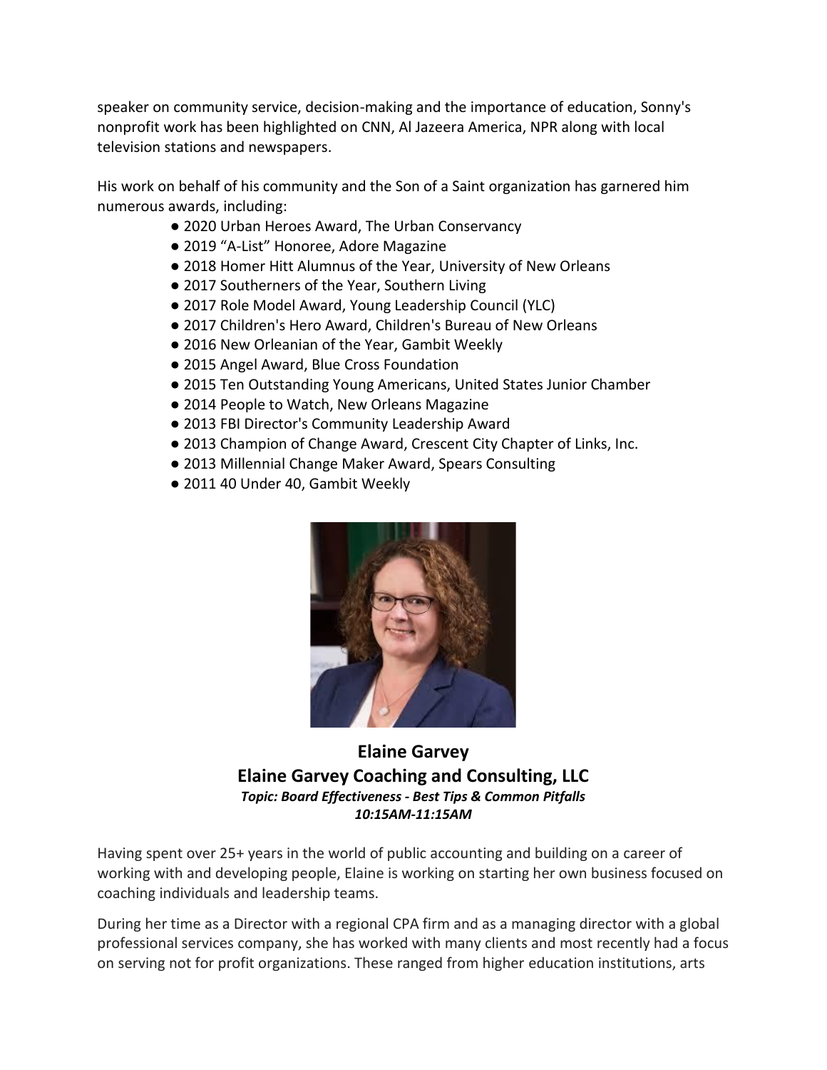speaker on community service, decision-making and the importance of education, Sonny's nonprofit work has been highlighted on CNN, Al Jazeera America, NPR along with local television stations and newspapers.

His work on behalf of his community and the Son of a Saint organization has garnered him numerous awards, including:

- 2020 Urban Heroes Award, The Urban Conservancy
- 2019 "A-List" Honoree, Adore Magazine
- 2018 Homer Hitt Alumnus of the Year, University of New Orleans
- 2017 Southerners of the Year, Southern Living
- 2017 Role Model Award, Young Leadership Council (YLC)
- 2017 Children's Hero Award, Children's Bureau of New Orleans
- 2016 New Orleanian of the Year, Gambit Weekly
- 2015 Angel Award, Blue Cross Foundation
- 2015 Ten Outstanding Young Americans, United States Junior Chamber
- 2014 People to Watch, New Orleans Magazine
- 2013 FBI Director's Community Leadership Award
- 2013 Champion of Change Award, Crescent City Chapter of Links, Inc.
- 2013 Millennial Change Maker Award, Spears Consulting
- 2011 40 Under 40, Gambit Weekly

**Elaine Garvey**
**Elaine Garvey Coaching and Consulting, LLC**
***Topic: Board Effectiveness - Best Tips & Common Pitfalls***
***10:15AM-11:15AM***

Having spent over 25+ years in the world of public accounting and building on a career of working with and developing people, Elaine is working on starting her own business focused on coaching individuals and leadership teams.

During her time as a Director with a regional CPA firm and as a managing director with a global professional services company, she has worked with many clients and most recently had a focus on serving not for profit organizations. These ranged from higher education institutions, arts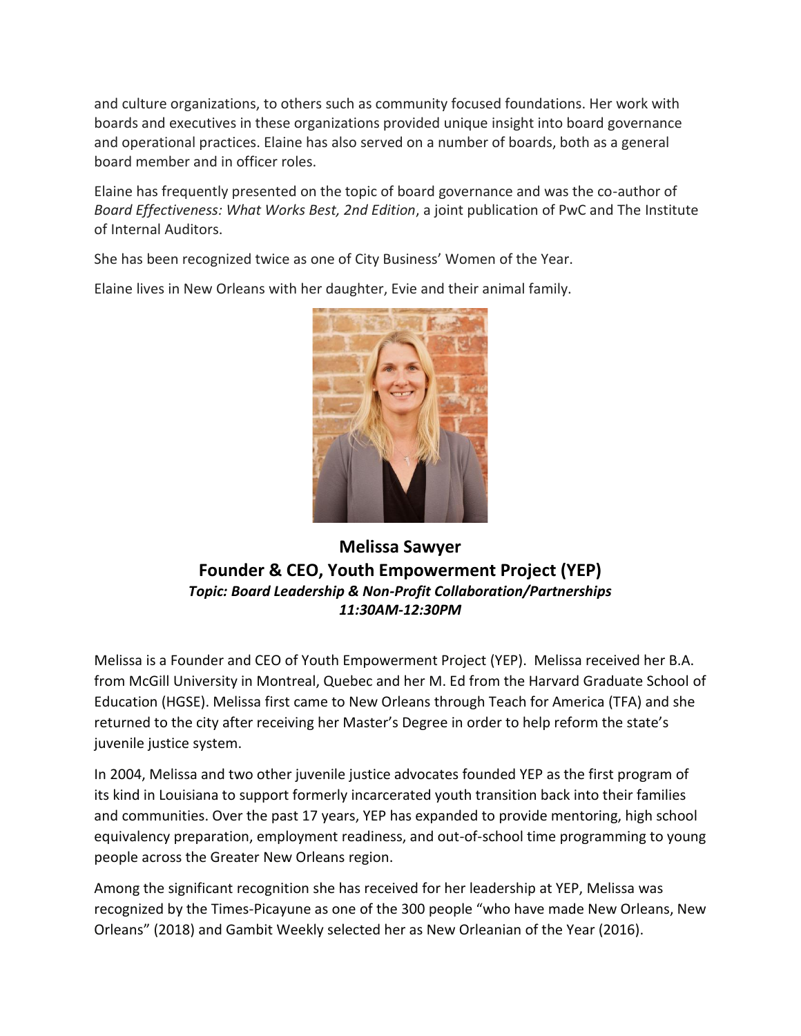and culture organizations, to others such as community focused foundations. Her work with boards and executives in these organizations provided unique insight into board governance and operational practices. Elaine has also served on a number of boards, both as a general board member and in officer roles.

Elaine has frequently presented on the topic of board governance and was the co-author of *Board Effectiveness: What Works Best, 2nd Edition*, a joint publication of PwC and The Institute of Internal Auditors.

She has been recognized twice as one of City Business' Women of the Year.

Elaine lives in New Orleans with her daughter, Evie and their animal family.

**Melissa Sawyer**
**Founder & CEO, Youth Empowerment Project (YEP)**
***Topic: Board Leadership & Non-Profit Collaboration/Partnerships***
***11:30AM-12:30PM***

Melissa is a Founder and CEO of Youth Empowerment Project (YEP). Melissa received her B.A. from McGill University in Montreal, Quebec and her M. Ed from the Harvard Graduate School of Education (HGSE). Melissa first came to New Orleans through Teach for America (TFA) and she returned to the city after receiving her Master's Degree in order to help reform the state's juvenile justice system.

In 2004, Melissa and two other juvenile justice advocates founded YEP as the first program of its kind in Louisiana to support formerly incarcerated youth transition back into their families and communities. Over the past 17 years, YEP has expanded to provide mentoring, high school equivalency preparation, employment readiness, and out-of-school time programming to young people across the Greater New Orleans region.

Among the significant recognition she has received for her leadership at YEP, Melissa was recognized by the Times-Picayune as one of the 300 people "who have made New Orleans, New Orleans" (2018) and Gambit Weekly selected her as New Orleanian of the Year (2016).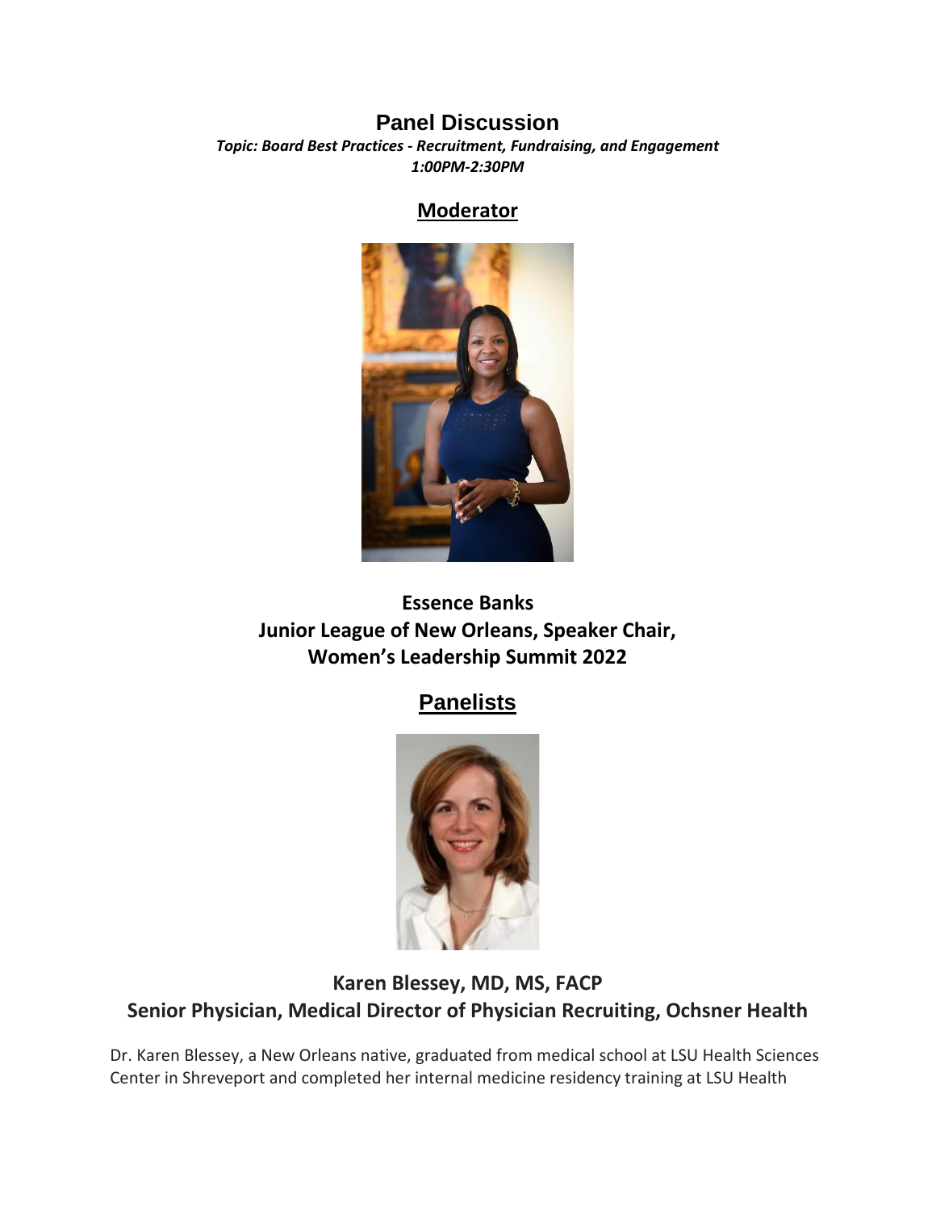# Panel Discussion

***Topic: Board Best Practices - Recruitment, Fundraising, and Engagement***
***1:00PM-2:30PM***

## Moderator

**Essence Banks**
**Junior League of New Orleans, Speaker Chair,**
**Women's Leadership Summit 2022**

## Panelists

**Karen Blessey, MD, MS, FACP**
**Senior Physician, Medical Director of Physician Recruiting, Ochsner Health**

Dr. Karen Blessey, a New Orleans native, graduated from medical school at LSU Health Sciences Center in Shreveport and completed her internal medicine residency training at LSU Health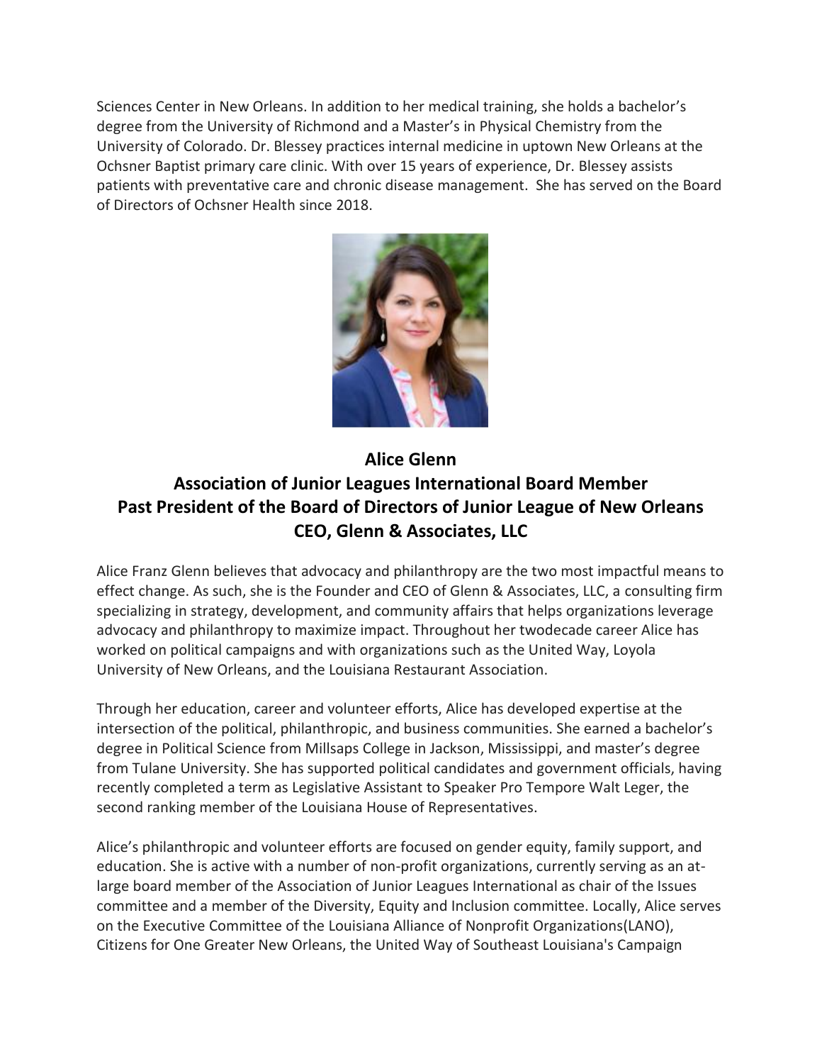Sciences Center in New Orleans. In addition to her medical training, she holds a bachelor's degree from the University of Richmond and a Master's in Physical Chemistry from the University of Colorado. Dr. Blessey practices internal medicine in uptown New Orleans at the Ochsner Baptist primary care clinic. With over 15 years of experience, Dr. Blessey assists patients with preventative care and chronic disease management. She has served on the Board of Directors of Ochsner Health since 2018.

**Alice Glenn**
**Association of Junior Leagues International Board Member**
**Past President of the Board of Directors of Junior League of New Orleans**
**CEO, Glenn & Associates, LLC**

Alice Franz Glenn believes that advocacy and philanthropy are the two most impactful means to effect change. As such, she is the Founder and CEO of Glenn & Associates, LLC, a consulting firm specializing in strategy, development, and community affairs that helps organizations leverage advocacy and philanthropy to maximize impact. Throughout her twodecade career Alice has worked on political campaigns and with organizations such as the United Way, Loyola University of New Orleans, and the Louisiana Restaurant Association.

Through her education, career and volunteer efforts, Alice has developed expertise at the intersection of the political, philanthropic, and business communities. She earned a bachelor's degree in Political Science from Millsaps College in Jackson, Mississippi, and master's degree from Tulane University. She has supported political candidates and government officials, having recently completed a term as Legislative Assistant to Speaker Pro Tempore Walt Leger, the second ranking member of the Louisiana House of Representatives.

Alice's philanthropic and volunteer efforts are focused on gender equity, family support, and education. She is active with a number of non-profit organizations, currently serving as an at-large board member of the Association of Junior Leagues International as chair of the Issues committee and a member of the Diversity, Equity and Inclusion committee. Locally, Alice serves on the Executive Committee of the Louisiana Alliance of Nonprofit Organizations(LANO), Citizens for One Greater New Orleans, the United Way of Southeast Louisiana's Campaign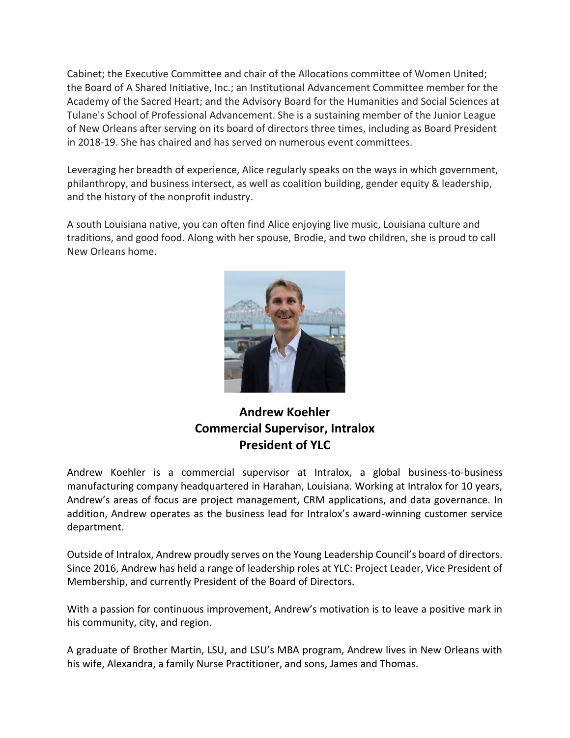Cabinet; the Executive Committee and chair of the Allocations committee of Women United; the Board of A Shared Initiative, Inc.; an Institutional Advancement Committee member for the Academy of the Sacred Heart; and the Advisory Board for the Humanities and Social Sciences at Tulane's School of Professional Advancement. She is a sustaining member of the Junior League of New Orleans after serving on its board of directors three times, including as Board President in 2018-19. She has chaired and has served on numerous event committees.

Leveraging her breadth of experience, Alice regularly speaks on the ways in which government, philanthropy, and business intersect, as well as coalition building, gender equity & leadership, and the history of the nonprofit industry.

A south Louisiana native, you can often find Alice enjoying live music, Louisiana culture and traditions, and good food. Along with her spouse, Brodie, and two children, she is proud to call New Orleans home.

**Andrew Koehler**
**Commercial Supervisor, Intralox**
**President of YLC**

Andrew Koehler is a commercial supervisor at Intralox, a global business-to-business manufacturing company headquartered in Harahan, Louisiana. Working at Intralox for 10 years, Andrew's areas of focus are project management, CRM applications, and data governance. In addition, Andrew operates as the business lead for Intralox's award-winning customer service department.

Outside of Intralox, Andrew proudly serves on the Young Leadership Council's board of directors. Since 2016, Andrew has held a range of leadership roles at YLC: Project Leader, Vice President of Membership, and currently President of the Board of Directors.

With a passion for continuous improvement, Andrew's motivation is to leave a positive mark in his community, city, and region.

A graduate of Brother Martin, LSU, and LSU's MBA program, Andrew lives in New Orleans with his wife, Alexandra, a family Nurse Practitioner, and sons, James and Thomas.